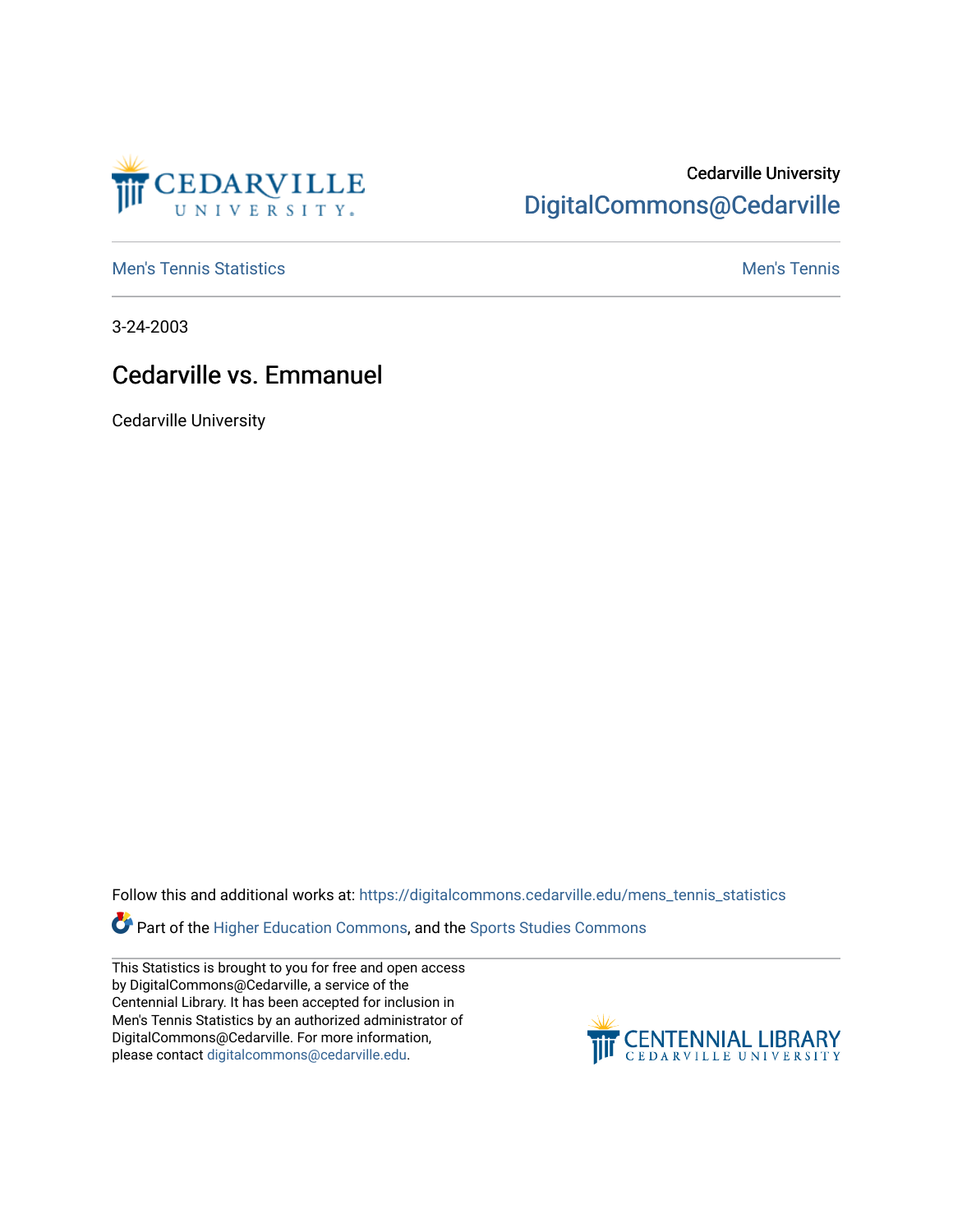Cedarville University

DigitalCommons@Cedarville

Men's Tennis Statistics

Men's Tennis

3-24-2003

# Cedarville vs. Emmanuel

Cedarville University

Follow this and additional works at: https://digitalcommons.cedarville.edu/mens_tennis_statistics

Part of the Higher Education Commons, and the Sports Studies Commons

This Statistics is brought to you for free and open access by DigitalCommons@Cedarville, a service of the Centennial Library. It has been accepted for inclusion in Men's Tennis Statistics by an authorized administrator of DigitalCommons@Cedarville. For more information, please contact digitalcommons@cedarville.edu.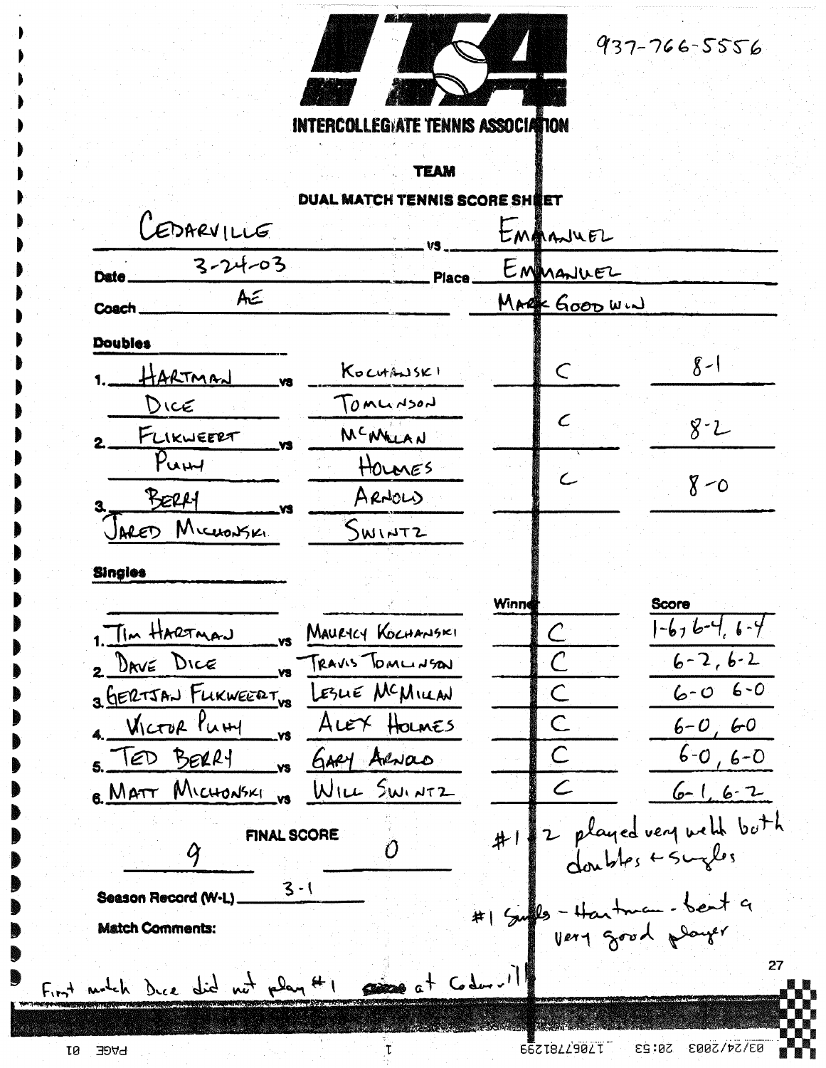937-766-5556

# ITA

## INTERCOLLEGIATE TENNIS ASSOCIATION

### TEAM

### DUAL MATCH TENNIS SCORE SHEET

CEDARVILLE vs. EMMANUEL

Date: 3-24-03 Place: EMMANUEL

Coach: AE MARK GOODWIN

**Doubles**

| | | | Winner | Score |
|---|---|---|---|---|
| 1. | HARTMAN / DICE | vs KOCHANSKI / TOMLINSON | C | 8-1 |
| 2. | FLIKWEERT / PUHY | vs McMILLAN / HOLMES | C | 8-2 |
| 3. | BERRY / JARED MICHONSKI | vs ARNOLD / SWINTZ | C | 8-0 |

**Singles**

| | | | Winner | Score |
|---|---|---|---|---|
| 1. | TIM HARTMAN | vs MAURYCY KOCHANSKI | C | 1-6, 6-4, 6-4 |
| 2. | DAVE DICE | vs TRAVIS TOMLINSON | C | 6-2, 6-2 |
| 3. | GERTJAN FLIKWEERT | vs LESLIE McMILLAN | C | 6-0 6-0 |
| 4. | VICTOR PUHY | vs ALEX HOLMES | C | 6-0, 6-0 |
| 5. | TED BERRY | vs GARY ARNOLD | C | 6-0, 6-0 |
| 6. | MATT MICHONSKI | vs WILL SWINTZ | C | 6-1, 6-2 |

**FINAL SCORE** 9 0

Season Record (W-L): 3-1

**Match Comments:**

#1 2 played very well both doubles + singles

#1 Singles - Hartman - beat a very good player

First match Dice did not play #1 at Cedarville